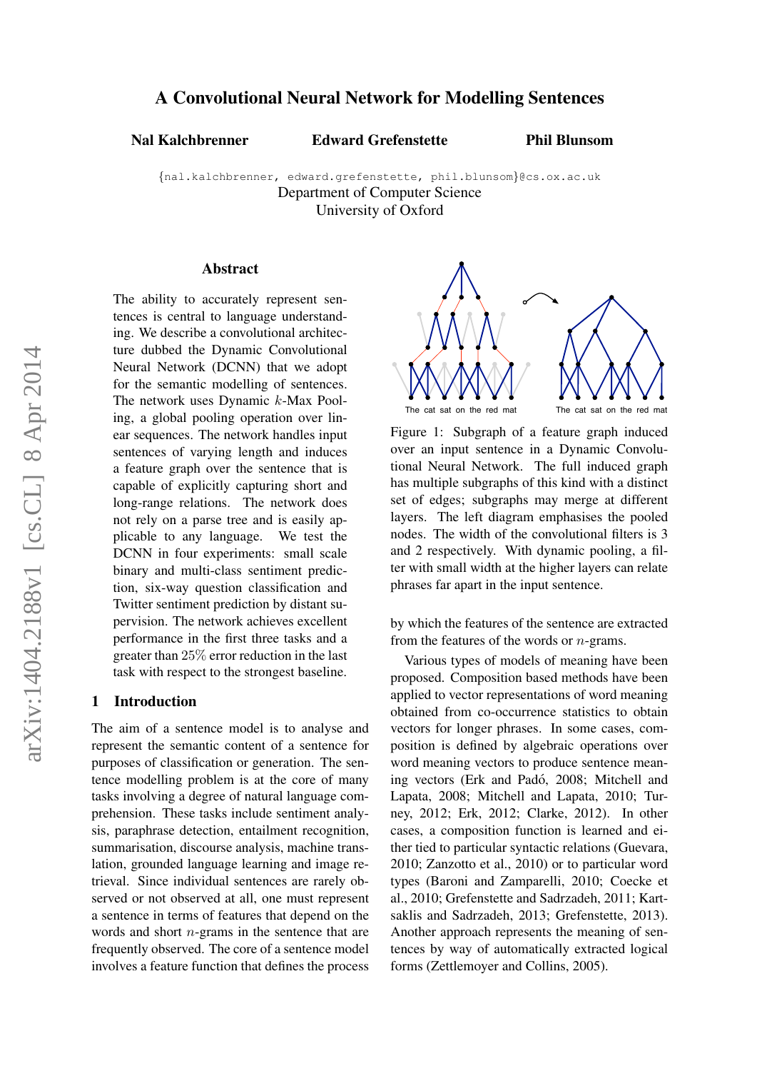# A Convolutional Neural Network for Modelling Sentences

**Nal Kalchbrenner** **Edward Grefenstette** **Phil Blunsom**

{nal.kalchbrenner, edward.grefenstette, phil.blunsom}@cs.ox.ac.uk
Department of Computer Science
University of Oxford

## Abstract

The ability to accurately represent sentences is central to language understanding. We describe a convolutional architecture dubbed the Dynamic Convolutional Neural Network (DCNN) that we adopt for the semantic modelling of sentences. The network uses Dynamic $k$-Max Pooling, a global pooling operation over linear sequences. The network handles input sentences of varying length and induces a feature graph over the sentence that is capable of explicitly capturing short and long-range relations. The network does not rely on a parse tree and is easily applicable to any language. We test the DCNN in four experiments: small scale binary and multi-class sentiment prediction, six-way question classification and Twitter sentiment prediction by distant supervision. The network achieves excellent performance in the first three tasks and a greater than $25\%$ error reduction in the last task with respect to the strongest baseline.

## 1 Introduction

The aim of a sentence model is to analyse and represent the semantic content of a sentence for purposes of classification or generation. The sentence modelling problem is at the core of many tasks involving a degree of natural language comprehension. These tasks include sentiment analysis, paraphrase detection, entailment recognition, summarisation, discourse analysis, machine translation, grounded language learning and image retrieval. Since individual sentences are rarely observed or not observed at all, one must represent a sentence in terms of features that depend on the words and short $n$-grams in the sentence that are frequently observed. The core of a sentence model involves a feature function that defines the process by which the features of the sentence are extracted from the features of the words or $n$-grams.

Figure 1: Subgraph of a feature graph induced over an input sentence in a Dynamic Convolutional Neural Network. The full induced graph has multiple subgraphs of this kind with a distinct set of edges; subgraphs may merge at different layers. The left diagram emphasises the pooled nodes. The width of the convolutional filters is 3 and 2 respectively. With dynamic pooling, a filter with small width at the higher layers can relate phrases far apart in the input sentence.

Various types of models of meaning have been proposed. Composition based methods have been applied to vector representations of word meaning obtained from co-occurrence statistics to obtain vectors for longer phrases. In some cases, composition is defined by algebraic operations over word meaning vectors to produce sentence meaning vectors (Erk and Padó, 2008; Mitchell and Lapata, 2008; Mitchell and Lapata, 2010; Turney, 2012; Erk, 2012; Clarke, 2012). In other cases, a composition function is learned and either tied to particular syntactic relations (Guevara, 2010; Zanzotto et al., 2010) or to particular word types (Baroni and Zamparelli, 2010; Coecke et al., 2010; Grefenstette and Sadrzadeh, 2011; Kartsaklis and Sadrzadeh, 2013; Grefenstette, 2013). Another approach represents the meaning of sentences by way of automatically extracted logical forms (Zettlemoyer and Collins, 2005).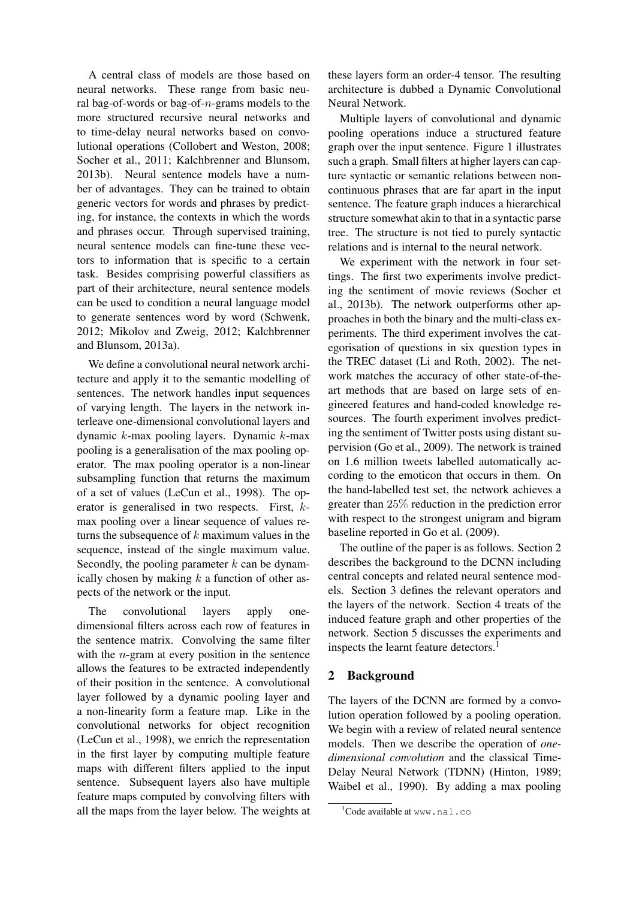A central class of models are those based on neural networks. These range from basic neural bag-of-words or bag-of-$n$-grams models to the more structured recursive neural networks and to time-delay neural networks based on convolutional operations (Collobert and Weston, 2008; Socher et al., 2011; Kalchbrenner and Blunsom, 2013b). Neural sentence models have a number of advantages. They can be trained to obtain generic vectors for words and phrases by predicting, for instance, the contexts in which the words and phrases occur. Through supervised training, neural sentence models can fine-tune these vectors to information that is specific to a certain task. Besides comprising powerful classifiers as part of their architecture, neural sentence models can be used to condition a neural language model to generate sentences word by word (Schwenk, 2012; Mikolov and Zweig, 2012; Kalchbrenner and Blunsom, 2013a).

We define a convolutional neural network architecture and apply it to the semantic modelling of sentences. The network handles input sequences of varying length. The layers in the network interleave one-dimensional convolutional layers and dynamic $k$-max pooling layers. Dynamic $k$-max pooling is a generalisation of the max pooling operator. The max pooling operator is a non-linear subsampling function that returns the maximum of a set of values (LeCun et al., 1998). The operator is generalised in two respects. First, $k$-max pooling over a linear sequence of values returns the subsequence of $k$ maximum values in the sequence, instead of the single maximum value. Secondly, the pooling parameter $k$ can be dynamically chosen by making $k$ a function of other aspects of the network or the input.

The convolutional layers apply one-dimensional filters across each row of features in the sentence matrix. Convolving the same filter with the $n$-gram at every position in the sentence allows the features to be extracted independently of their position in the sentence. A convolutional layer followed by a dynamic pooling layer and a non-linearity form a feature map. Like in the convolutional networks for object recognition (LeCun et al., 1998), we enrich the representation in the first layer by computing multiple feature maps with different filters applied to the input sentence. Subsequent layers also have multiple feature maps computed by convolving filters with all the maps from the layer below. The weights at these layers form an order-4 tensor. The resulting architecture is dubbed a Dynamic Convolutional Neural Network.

Multiple layers of convolutional and dynamic pooling operations induce a structured feature graph over the input sentence. Figure 1 illustrates such a graph. Small filters at higher layers can capture syntactic or semantic relations between non-continuous phrases that are far apart in the input sentence. The feature graph induces a hierarchical structure somewhat akin to that in a syntactic parse tree. The structure is not tied to purely syntactic relations and is internal to the neural network.

We experiment with the network in four settings. The first two experiments involve predicting the sentiment of movie reviews (Socher et al., 2013b). The network outperforms other approaches in both the binary and the multi-class experiments. The third experiment involves the categorisation of questions in six question types in the TREC dataset (Li and Roth, 2002). The network matches the accuracy of other state-of-the-art methods that are based on large sets of engineered features and hand-coded knowledge resources. The fourth experiment involves predicting the sentiment of Twitter posts using distant supervision (Go et al., 2009). The network is trained on 1.6 million tweets labelled automatically according to the emoticon that occurs in them. On the hand-labelled test set, the network achieves a greater than 25% reduction in the prediction error with respect to the strongest unigram and bigram baseline reported in Go et al. (2009).

The outline of the paper is as follows. Section 2 describes the background to the DCNN including central concepts and related neural sentence models. Section 3 defines the relevant operators and the layers of the network. Section 4 treats of the induced feature graph and other properties of the network. Section 5 discusses the experiments and inspects the learnt feature detectors.[1]

## 2 Background

The layers of the DCNN are formed by a convolution operation followed by a pooling operation. We begin with a review of related neural sentence models. Then we describe the operation of *one-dimensional convolution* and the classical Time-Delay Neural Network (TDNN) (Hinton, 1989; Waibel et al., 1990). By adding a max pooling

[1] Code available at `www.nal.co`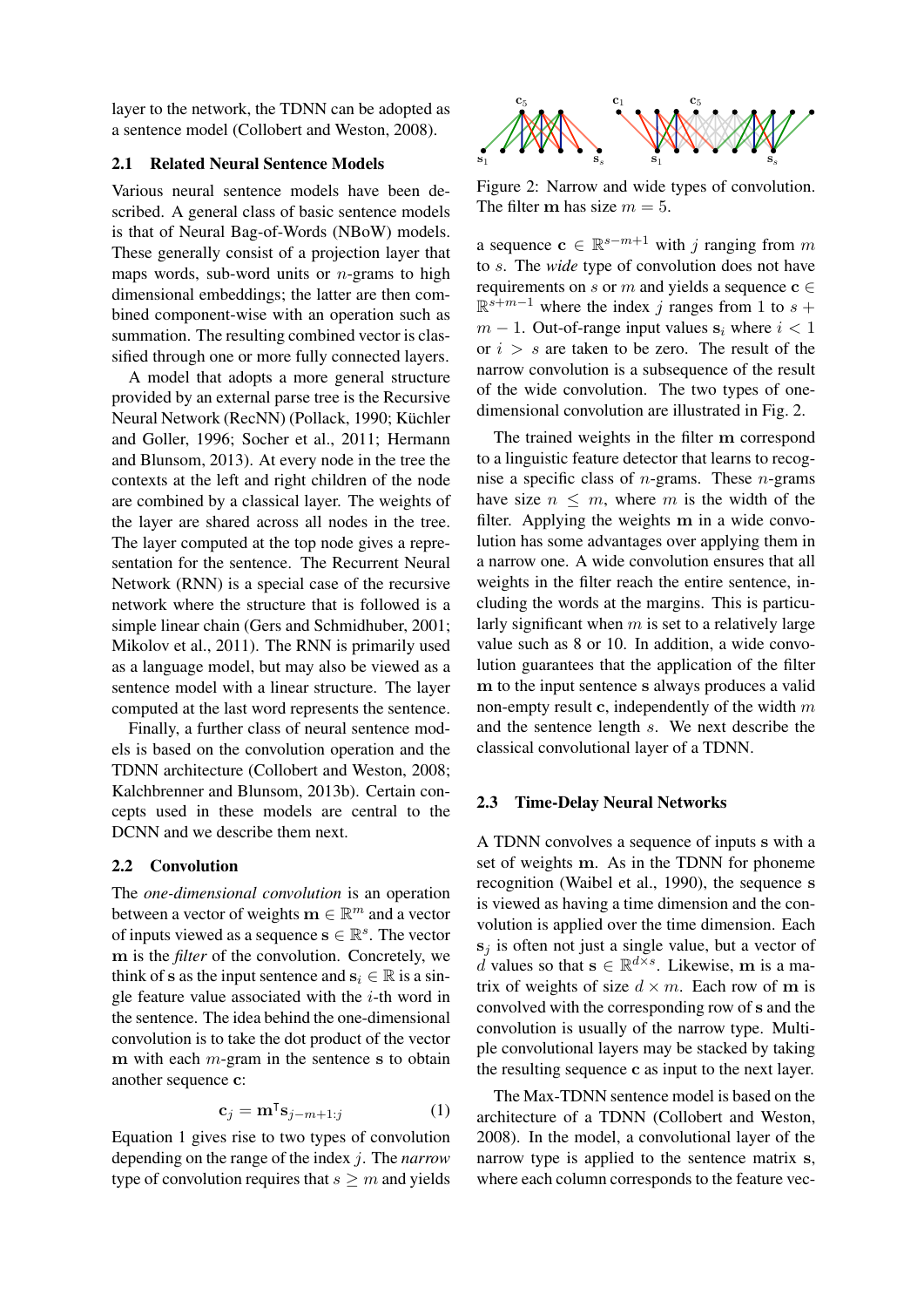layer to the network, the TDNN can be adopted as a sentence model (Collobert and Weston, 2008).

### 2.1 Related Neural Sentence Models

Various neural sentence models have been described. A general class of basic sentence models is that of Neural Bag-of-Words (NBoW) models. These generally consist of a projection layer that maps words, sub-word units or $n$-grams to high dimensional embeddings; the latter are then combined component-wise with an operation such as summation. The resulting combined vector is classified through one or more fully connected layers.

A model that adopts a more general structure provided by an external parse tree is the Recursive Neural Network (RecNN) (Pollack, 1990; Küchler and Goller, 1996; Socher et al., 2011; Hermann and Blunsom, 2013). At every node in the tree the contexts at the left and right children of the node are combined by a classical layer. The weights of the layer are shared across all nodes in the tree. The layer computed at the top node gives a representation for the sentence. The Recurrent Neural Network (RNN) is a special case of the recursive network where the structure that is followed is a simple linear chain (Gers and Schmidhuber, 2001; Mikolov et al., 2011). The RNN is primarily used as a language model, but may also be viewed as a sentence model with a linear structure. The layer computed at the last word represents the sentence.

Finally, a further class of neural sentence models is based on the convolution operation and the TDNN architecture (Collobert and Weston, 2008; Kalchbrenner and Blunsom, 2013b). Certain concepts used in these models are central to the DCNN and we describe them next.

### 2.2 Convolution

The *one-dimensional convolution* is an operation between a vector of weights $\mathbf{m} \in \mathbb{R}^m$ and a vector of inputs viewed as a sequence $\mathbf{s} \in \mathbb{R}^s$. The vector $\mathbf{m}$ is the *filter* of the convolution. Concretely, we think of s as the input sentence and $\mathbf{s}_i \in \mathbb{R}$ is a single feature value associated with the $i$-th word in the sentence. The idea behind the one-dimensional convolution is to take the dot product of the vector $\mathbf{m}$ with each $m$-gram in the sentence $\mathbf{s}$ to obtain another sequence $\mathbf{c}$:

$$\mathbf{c}_j = \mathbf{m}^\intercal \mathbf{s}_{j-m+1:j} \tag{1}$$

Equation 1 gives rise to two types of convolution depending on the range of the index $j$. The *narrow* type of convolution requires that $s \geq m$ and yields a sequence $\mathbf{c} \in \mathbb{R}^{s-m+1}$ with $j$ ranging from $m$ to $s$. The *wide* type of convolution does not have requirements on $s$ or $m$ and yields a sequence $\mathbf{c} \in \mathbb{R}^{s+m-1}$ where the index $j$ ranges from 1 to $s + m - 1$. Out-of-range input values $\mathbf{s}_i$ where $i < 1$ or $i > s$ are taken to be zero. The result of the narrow convolution is a subsequence of the result of the wide convolution. The two types of one-dimensional convolution are illustrated in Fig. 2.

Figure 2: Narrow and wide types of convolution. The filter $\mathbf{m}$ has size $m = 5$.

The trained weights in the filter $\mathbf{m}$ correspond to a linguistic feature detector that learns to recognise a specific class of $n$-grams. These $n$-grams have size $n \leq m$, where $m$ is the width of the filter. Applying the weights $\mathbf{m}$ in a wide convolution has some advantages over applying them in a narrow one. A wide convolution ensures that all weights in the filter reach the entire sentence, including the words at the margins. This is particularly significant when $m$ is set to a relatively large value such as 8 or 10. In addition, a wide convolution guarantees that the application of the filter $\mathbf{m}$ to the input sentence $\mathbf{s}$ always produces a valid non-empty result $\mathbf{c}$, independently of the width $m$ and the sentence length $s$. We next describe the classical convolutional layer of a TDNN.

### 2.3 Time-Delay Neural Networks

A TDNN convolves a sequence of inputs $\mathbf{s}$ with a set of weights $\mathbf{m}$. As in the TDNN for phoneme recognition (Waibel et al., 1990), the sequence $\mathbf{s}$ is viewed as having a time dimension and the convolution is applied over the time dimension. Each $\mathbf{s}_j$ is often not just a single value, but a vector of $d$ values so that $\mathbf{s} \in \mathbb{R}^{d \times s}$. Likewise, $\mathbf{m}$ is a matrix of weights of size $d \times m$. Each row of $\mathbf{m}$ is convolved with the corresponding row of $\mathbf{s}$ and the convolution is usually of the narrow type. Multiple convolutional layers may be stacked by taking the resulting sequence $\mathbf{c}$ as input to the next layer.

The Max-TDNN sentence model is based on the architecture of a TDNN (Collobert and Weston, 2008). In the model, a convolutional layer of the narrow type is applied to the sentence matrix $\mathbf{s}$, where each column corresponds to the feature vec-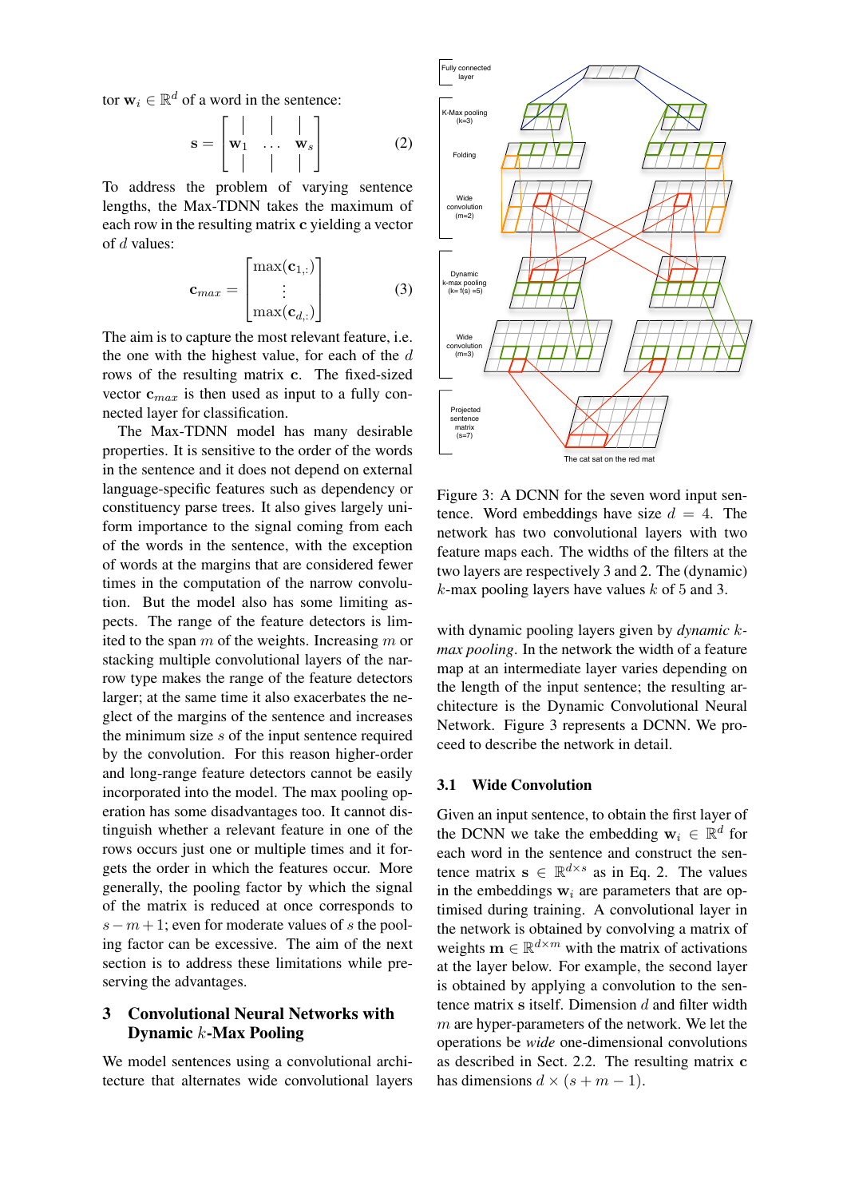tor $\mathbf{w}_i \in \mathbb{R}^d$ of a word in the sentence:

$$\mathbf{s} = \begin{bmatrix} | & & | \\ \mathbf{w}_1 & \ldots & \mathbf{w}_s \\ | & & | \end{bmatrix} \quad (2)$$

To address the problem of varying sentence lengths, the Max-TDNN takes the maximum of each row in the resulting matrix $\mathbf{c}$ yielding a vector of $d$ values:

$$\mathbf{c}_{max} = \begin{bmatrix} \max(\mathbf{c}_{1,:}) \\ \vdots \\ \max(\mathbf{c}_{d,:}) \end{bmatrix} \quad (3)$$

The aim is to capture the most relevant feature, i.e. the one with the highest value, for each of the $d$ rows of the resulting matrix $\mathbf{c}$. The fixed-sized vector $\mathbf{c}_{max}$ is then used as input to a fully connected layer for classification.

The Max-TDNN model has many desirable properties. It is sensitive to the order of the words in the sentence and it does not depend on external language-specific features such as dependency or constituency parse trees. It also gives largely uniform importance to the signal coming from each of the words in the sentence, with the exception of words at the margins that are considered fewer times in the computation of the narrow convolution. But the model also has some limiting aspects. The range of the feature detectors is limited to the span $m$ of the weights. Increasing $m$ or stacking multiple convolutional layers of the narrow type makes the range of the feature detectors larger; at the same time it also exacerbates the neglect of the margins of the sentence and increases the minimum size $s$ of the input sentence required by the convolution. For this reason higher-order and long-range feature detectors cannot be easily incorporated into the model. The max pooling operation has some disadvantages too. It cannot distinguish whether a relevant feature in one of the rows occurs just one or multiple times and it forgets the order in which the features occur. More generally, the pooling factor by which the signal of the matrix is reduced at once corresponds to $s - m + 1$; even for moderate values of $s$ the pooling factor can be excessive. The aim of the next section is to address these limitations while preserving the advantages.

## 3 Convolutional Neural Networks with Dynamic $k$-Max Pooling

We model sentences using a convolutional architecture that alternates wide convolutional layers

Figure 3: A DCNN for the seven word input sentence. Word embeddings have size $d = 4$. The network has two convolutional layers with two feature maps each. The widths of the filters at the two layers are respectively 3 and 2. The (dynamic) $k$-max pooling layers have values $k$ of 5 and 3.

with dynamic pooling layers given by *dynamic $k$-max pooling*. In the network the width of a feature map at an intermediate layer varies depending on the length of the input sentence; the resulting architecture is the Dynamic Convolutional Neural Network. Figure 3 represents a DCNN. We proceed to describe the network in detail.

### 3.1 Wide Convolution

Given an input sentence, to obtain the first layer of the DCNN we take the embedding $\mathbf{w}_i \in \mathbb{R}^d$ for each word in the sentence and construct the sentence matrix $\mathbf{s} \in \mathbb{R}^{d \times s}$ as in Eq. 2. The values in the embeddings $\mathbf{w}_i$ are parameters that are optimised during training. A convolutional layer in the network is obtained by convolving a matrix of weights $\mathbf{m} \in \mathbb{R}^{d \times m}$ with the matrix of activations at the layer below. For example, the second layer is obtained by applying a convolution to the sentence matrix $\mathbf{s}$ itself. Dimension $d$ and filter width $m$ are hyper-parameters of the network. We let the operations be *wide* one-dimensional convolutions as described in Sect. 2.2. The resulting matrix $\mathbf{c}$ has dimensions $d \times (s + m - 1)$.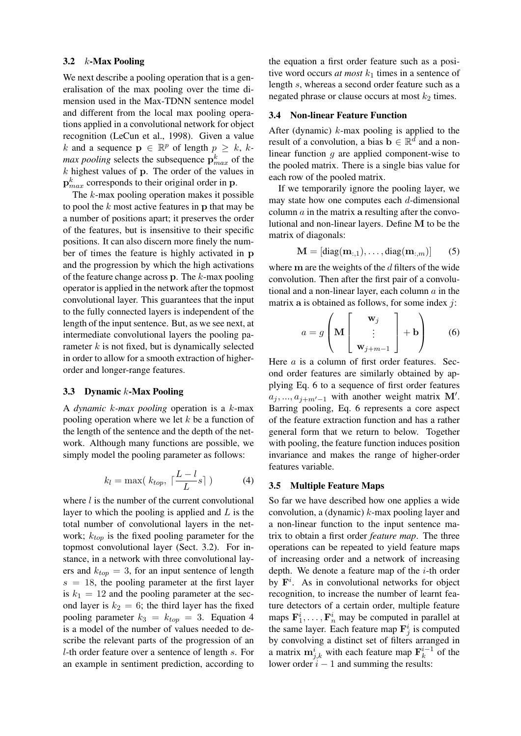### 3.2 $k$-Max Pooling

We next describe a pooling operation that is a generalisation of the max pooling over the time dimension used in the Max-TDNN sentence model and different from the local max pooling operations applied in a convolutional network for object recognition (LeCun et al., 1998). Given a value $k$ and a sequence $\mathbf{p} \in \mathbb{R}^p$ of length $p \geq k$, *$k$-max pooling* selects the subsequence $\mathbf{p}_{max}^k$ of the $k$ highest values of $\mathbf{p}$. The order of the values in $\mathbf{p}_{max}^k$ corresponds to their original order in $\mathbf{p}$.

The $k$-max pooling operation makes it possible to pool the $k$ most active features in $\mathbf{p}$ that may be a number of positions apart; it preserves the order of the features, but is insensitive to their specific positions. It can also discern more finely the number of times the feature is highly activated in $\mathbf{p}$ and the progression by which the high activations of the feature change across $\mathbf{p}$. The $k$-max pooling operator is applied in the network after the topmost convolutional layer. This guarantees that the input to the fully connected layers is independent of the length of the input sentence. But, as we see next, at intermediate convolutional layers the pooling parameter $k$ is not fixed, but is dynamically selected in order to allow for a smooth extraction of higher-order and longer-range features.

### 3.3 Dynamic $k$-Max Pooling

A *dynamic $k$-max pooling* operation is a $k$-max pooling operation where we let $k$ be a function of the length of the sentence and the depth of the network. Although many functions are possible, we simply model the pooling parameter as follows:

$$k_l = \max(\ k_{top},\ \lceil \frac{L-l}{L} s \rceil\ ) \tag{4}$$

where $l$ is the number of the current convolutional layer to which the pooling is applied and $L$ is the total number of convolutional layers in the network; $k_{top}$ is the fixed pooling parameter for the topmost convolutional layer (Sect. 3.2). For instance, in a network with three convolutional layers and $k_{top} = 3$, for an input sentence of length $s = 18$, the pooling parameter at the first layer is $k_1 = 12$ and the pooling parameter at the second layer is $k_2 = 6$; the third layer has the fixed pooling parameter $k_3 = k_{top} = 3$. Equation 4 is a model of the number of values needed to describe the relevant parts of the progression of an $l$-th order feature over a sentence of length $s$. For an example in sentiment prediction, according to the equation a first order feature such as a positive word occurs *at most* $k_1$ times in a sentence of length $s$, whereas a second order feature such as a negated phrase or clause occurs at most $k_2$ times.

### 3.4 Non-linear Feature Function

After (dynamic) $k$-max pooling is applied to the result of a convolution, a bias $\mathbf{b} \in \mathbb{R}^d$ and a non-linear function $g$ are applied component-wise to the pooled matrix. There is a single bias value for each row of the pooled matrix.

If we temporarily ignore the pooling layer, we may state how one computes each $d$-dimensional column $a$ in the matrix $\mathbf{a}$ resulting after the convolutional and non-linear layers. Define $\mathbf{M}$ to be the matrix of diagonals:

$$\mathbf{M} = [\text{diag}(\mathbf{m}_{:,1}), \ldots, \text{diag}(\mathbf{m}_{:,m})] \tag{5}$$

where $\mathbf{m}$ are the weights of the $d$ filters of the wide convolution. Then after the first pair of a convolutional and a non-linear layer, each column $a$ in the matrix $\mathbf{a}$ is obtained as follows, for some index $j$:

$$a = g\left(\mathbf{M}\begin{bmatrix}\mathbf{w}_j \\ \vdots \\ \mathbf{w}_{j+m-1}\end{bmatrix} + \mathbf{b}\right) \tag{6}$$

Here $a$ is a column of first order features. Second order features are similarly obtained by applying Eq. 6 to a sequence of first order features $a_j, ..., a_{j+m'-1}$ with another weight matrix $\mathbf{M}'$. Barring pooling, Eq. 6 represents a core aspect of the feature extraction function and has a rather general form that we return to below. Together with pooling, the feature function induces position invariance and makes the range of higher-order features variable.

### 3.5 Multiple Feature Maps

So far we have described how one applies a wide convolution, a (dynamic) $k$-max pooling layer and a non-linear function to the input sentence matrix to obtain a first order *feature map*. The three operations can be repeated to yield feature maps of increasing order and a network of increasing depth. We denote a feature map of the $i$-th order by $\mathbf{F}^i$. As in convolutional networks for object recognition, to increase the number of learnt feature detectors of a certain order, multiple feature maps $\mathbf{F}_1^i, \ldots, \mathbf{F}_n^i$ may be computed in parallel at the same layer. Each feature map $\mathbf{F}_j^i$ is computed by convolving a distinct set of filters arranged in a matrix $\mathbf{m}_{j,k}^i$ with each feature map $\mathbf{F}_k^{i-1}$ of the lower order $i-1$ and summing the results: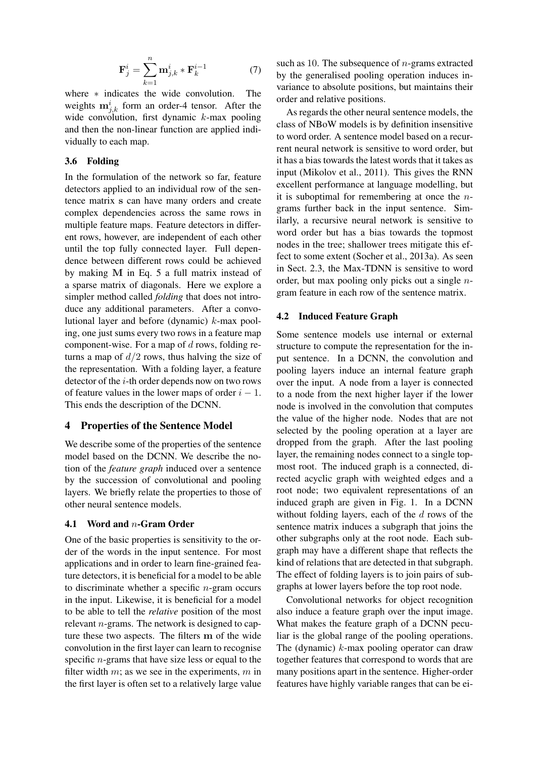$$\mathbf{F}_j^i = \sum_{k=1}^{n} \mathbf{m}_{j,k}^i * \mathbf{F}_k^{i-1} \tag{7}$$

where $*$ indicates the wide convolution. The weights $\mathbf{m}_{j,k}^i$ form an order-4 tensor. After the wide convolution, first dynamic $k$-max pooling and then the non-linear function are applied individually to each map.

### 3.6 Folding

In the formulation of the network so far, feature detectors applied to an individual row of the sentence matrix $\mathbf{s}$ can have many orders and create complex dependencies across the same rows in multiple feature maps. Feature detectors in different rows, however, are independent of each other until the top fully connected layer. Full dependence between different rows could be achieved by making $\mathbf{M}$ in Eq. 5 a full matrix instead of a sparse matrix of diagonals. Here we explore a simpler method called *folding* that does not introduce any additional parameters. After a convolutional layer and before (dynamic) $k$-max pooling, one just sums every two rows in a feature map component-wise. For a map of $d$ rows, folding returns a map of $d/2$ rows, thus halving the size of the representation. With a folding layer, a feature detector of the $i$-th order depends now on two rows of feature values in the lower maps of order $i-1$. This ends the description of the DCNN.

## 4 Properties of the Sentence Model

We describe some of the properties of the sentence model based on the DCNN. We describe the notion of the *feature graph* induced over a sentence by the succession of convolutional and pooling layers. We briefly relate the properties to those of other neural sentence models.

### 4.1 Word and $n$-Gram Order

One of the basic properties is sensitivity to the order of the words in the input sentence. For most applications and in order to learn fine-grained feature detectors, it is beneficial for a model to be able to discriminate whether a specific $n$-gram occurs in the input. Likewise, it is beneficial for a model to be able to tell the *relative* position of the most relevant $n$-grams. The network is designed to capture these two aspects. The filters $\mathbf{m}$ of the wide convolution in the first layer can learn to recognise specific $n$-grams that have size less or equal to the filter width $m$; as we see in the experiments, $m$ in the first layer is often set to a relatively large value such as 10. The subsequence of $n$-grams extracted by the generalised pooling operation induces invariance to absolute positions, but maintains their order and relative positions.

As regards the other neural sentence models, the class of NBoW models is by definition insensitive to word order. A sentence model based on a recurrent neural network is sensitive to word order, but it has a bias towards the latest words that it takes as input (Mikolov et al., 2011). This gives the RNN excellent performance at language modelling, but it is suboptimal for remembering at once the $n$-grams further back in the input sentence. Similarly, a recursive neural network is sensitive to word order but has a bias towards the topmost nodes in the tree; shallower trees mitigate this effect to some extent (Socher et al., 2013a). As seen in Sect. 2.3, the Max-TDNN is sensitive to word order, but max pooling only picks out a single $n$-gram feature in each row of the sentence matrix.

### 4.2 Induced Feature Graph

Some sentence models use internal or external structure to compute the representation for the input sentence. In a DCNN, the convolution and pooling layers induce an internal feature graph over the input. A node from a layer is connected to a node from the next higher layer if the lower node is involved in the convolution that computes the value of the higher node. Nodes that are not selected by the pooling operation at a layer are dropped from the graph. After the last pooling layer, the remaining nodes connect to a single topmost root. The induced graph is a connected, directed acyclic graph with weighted edges and a root node; two equivalent representations of an induced graph are given in Fig. 1. In a DCNN without folding layers, each of the $d$ rows of the sentence matrix induces a subgraph that joins the other subgraphs only at the root node. Each subgraph may have a different shape that reflects the kind of relations that are detected in that subgraph. The effect of folding layers is to join pairs of subgraphs at lower layers before the top root node.

Convolutional networks for object recognition also induce a feature graph over the input image. What makes the feature graph of a DCNN peculiar is the global range of the pooling operations. The (dynamic) $k$-max pooling operator can draw together features that correspond to words that are many positions apart in the sentence. Higher-order features have highly variable ranges that can be ei-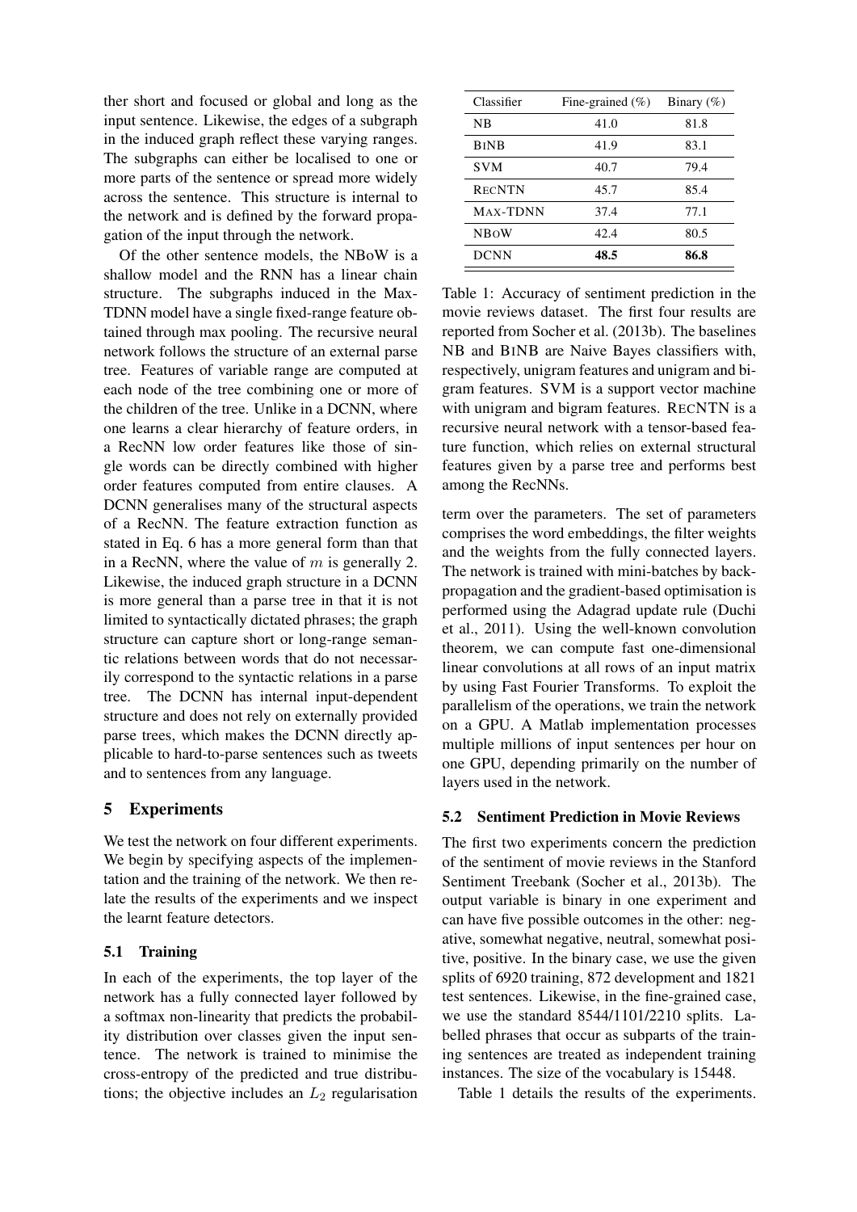ther short and focused or global and long as the input sentence. Likewise, the edges of a subgraph in the induced graph reflect these varying ranges. The subgraphs can either be localised to one or more parts of the sentence or spread more widely across the sentence. This structure is internal to the network and is defined by the forward propagation of the input through the network.

Of the other sentence models, the NBoW is a shallow model and the RNN has a linear chain structure. The subgraphs induced in the Max-TDNN model have a single fixed-range feature obtained through max pooling. The recursive neural network follows the structure of an external parse tree. Features of variable range are computed at each node of the tree combining one or more of the children of the tree. Unlike in a DCNN, where one learns a clear hierarchy of feature orders, in a RecNN low order features like those of single words can be directly combined with higher order features computed from entire clauses. A DCNN generalises many of the structural aspects of a RecNN. The feature extraction function as stated in Eq. 6 has a more general form than that in a RecNN, where the value of $m$ is generally 2. Likewise, the induced graph structure in a DCNN is more general than a parse tree in that it is not limited to syntactically dictated phrases; the graph structure can capture short or long-range semantic relations between words that do not necessarily correspond to the syntactic relations in a parse tree. The DCNN has internal input-dependent structure and does not rely on externally provided parse trees, which makes the DCNN directly applicable to hard-to-parse sentences such as tweets and to sentences from any language.

## 5 Experiments

We test the network on four different experiments. We begin by specifying aspects of the implementation and the training of the network. We then relate the results of the experiments and we inspect the learnt feature detectors.

### 5.1 Training

In each of the experiments, the top layer of the network has a fully connected layer followed by a softmax non-linearity that predicts the probability distribution over classes given the input sentence. The network is trained to minimise the cross-entropy of the predicted and true distributions; the objective includes an $L_2$ regularisation term over the parameters. The set of parameters comprises the word embeddings, the filter weights and the weights from the fully connected layers. The network is trained with mini-batches by back-propagation and the gradient-based optimisation is performed using the Adagrad update rule (Duchi et al., 2011). Using the well-known convolution theorem, we can compute fast one-dimensional linear convolutions at all rows of an input matrix by using Fast Fourier Transforms. To exploit the parallelism of the operations, we train the network on a GPU. A Matlab implementation processes multiple millions of input sentences per hour on one GPU, depending primarily on the number of layers used in the network.

| Classifier | Fine-grained (%) | Binary (%) |
|---|---|---|
| NB | 41.0 | 81.8 |
| BINB | 41.9 | 83.1 |
| SVM | 40.7 | 79.4 |
| RECNTN | 45.7 | 85.4 |
| MAX-TDNN | 37.4 | 77.1 |
| NBOW | 42.4 | 80.5 |
| DCNN | **48.5** | **86.8** |

Table 1: Accuracy of sentiment prediction in the movie reviews dataset. The first four results are reported from Socher et al. (2013b). The baselines NB and BINB are Naive Bayes classifiers with, respectively, unigram features and unigram and bigram features. SVM is a support vector machine with unigram and bigram features. RECNTN is a recursive neural network with a tensor-based feature function, which relies on external structural features given by a parse tree and performs best among the RecNNs.

### 5.2 Sentiment Prediction in Movie Reviews

The first two experiments concern the prediction of the sentiment of movie reviews in the Stanford Sentiment Treebank (Socher et al., 2013b). The output variable is binary in one experiment and can have five possible outcomes in the other: negative, somewhat negative, neutral, somewhat positive, positive. In the binary case, we use the given splits of 6920 training, 872 development and 1821 test sentences. Likewise, in the fine-grained case, we use the standard 8544/1101/2210 splits. Labelled phrases that occur as subparts of the training sentences are treated as independent training instances. The size of the vocabulary is 15448.

Table 1 details the results of the experiments.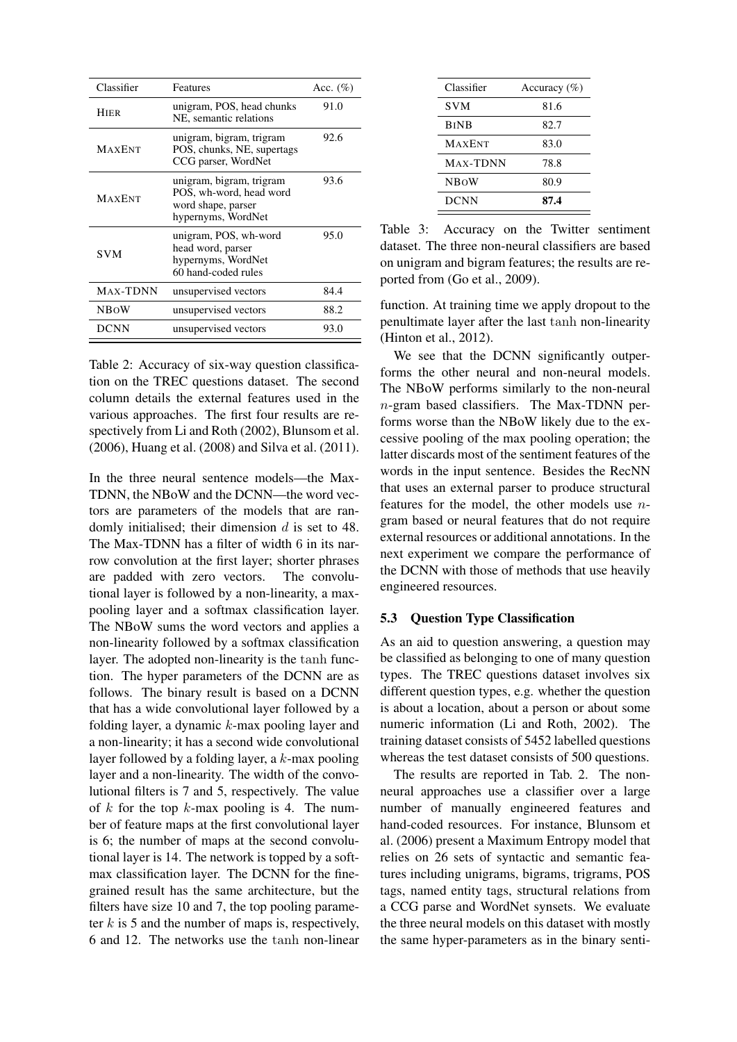| Classifier | Features | Acc. (%) |
|---|---|---|
| HIER | unigram, POS, head chunks NE, semantic relations | 91.0 |
| MAXENT | unigram, bigram, trigram POS, chunks, NE, supertags CCG parser, WordNet | 92.6 |
| MAXENT | unigram, bigram, trigram POS, wh-word, head word word shape, parser hypernyms, WordNet | 93.6 |
| SVM | unigram, POS, wh-word head word, parser hypernyms, WordNet 60 hand-coded rules | 95.0 |
| MAX-TDNN | unsupervised vectors | 84.4 |
| NBOW | unsupervised vectors | 88.2 |
| DCNN | unsupervised vectors | 93.0 |

Table 2: Accuracy of six-way question classification on the TREC questions dataset. The second column details the external features used in the various approaches. The first four results are respectively from Li and Roth (2002), Blunsom et al. (2006), Huang et al. (2008) and Silva et al. (2011).

In the three neural sentence models—the Max-TDNN, the NBoW and the DCNN—the word vectors are parameters of the models that are randomly initialised; their dimension $d$ is set to 48. The Max-TDNN has a filter of width 6 in its narrow convolution at the first layer; shorter phrases are padded with zero vectors. The convolutional layer is followed by a non-linearity, a max-pooling layer and a softmax classification layer. The NBoW sums the word vectors and applies a non-linearity followed by a softmax classification layer. The adopted non-linearity is the $\tanh$ function. The hyper parameters of the DCNN are as follows. The binary result is based on a DCNN that has a wide convolutional layer followed by a folding layer, a dynamic $k$-max pooling layer and a non-linearity; it has a second wide convolutional layer followed by a folding layer, a $k$-max pooling layer and a non-linearity. The width of the convolutional filters is 7 and 5, respectively. The value of $k$ for the top $k$-max pooling is 4. The number of feature maps at the first convolutional layer is 6; the number of maps at the second convolutional layer is 14. The network is topped by a softmax classification layer. The DCNN for the fine-grained result has the same architecture, but the filters have size 10 and 7, the top pooling parameter $k$ is 5 and the number of maps is, respectively, 6 and 12. The networks use the $\tanh$ non-linear function. At training time we apply dropout to the penultimate layer after the last $\tanh$ non-linearity (Hinton et al., 2012).

| Classifier | Accuracy (%) |
|---|---|
| SVM | 81.6 |
| BINB | 82.7 |
| MAXENT | 83.0 |
| MAX-TDNN | 78.8 |
| NBOW | 80.9 |
| DCNN | **87.4** |

Table 3: Accuracy on the Twitter sentiment dataset. The three non-neural classifiers are based on unigram and bigram features; the results are reported from (Go et al., 2009).

We see that the DCNN significantly outperforms the other neural and non-neural models. The NBoW performs similarly to the non-neural $n$-gram based classifiers. The Max-TDNN performs worse than the NBoW likely due to the excessive pooling of the max pooling operation; the latter discards most of the sentiment features of the words in the input sentence. Besides the RecNN that uses an external parser to produce structural features for the model, the other models use $n$-gram based or neural features that do not require external resources or additional annotations. In the next experiment we compare the performance of the DCNN with those of methods that use heavily engineered resources.

### 5.3 Question Type Classification

As an aid to question answering, a question may be classified as belonging to one of many question types. The TREC questions dataset involves six different question types, e.g. whether the question is about a location, about a person or about some numeric information (Li and Roth, 2002). The training dataset consists of 5452 labelled questions whereas the test dataset consists of 500 questions.

The results are reported in Tab. 2. The non-neural approaches use a classifier over a large number of manually engineered features and hand-coded resources. For instance, Blunsom et al. (2006) present a Maximum Entropy model that relies on 26 sets of syntactic and semantic features including unigrams, bigrams, trigrams, POS tags, named entity tags, structural relations from a CCG parse and WordNet synsets. We evaluate the three neural models on this dataset with mostly the same hyper-parameters as in the binary senti-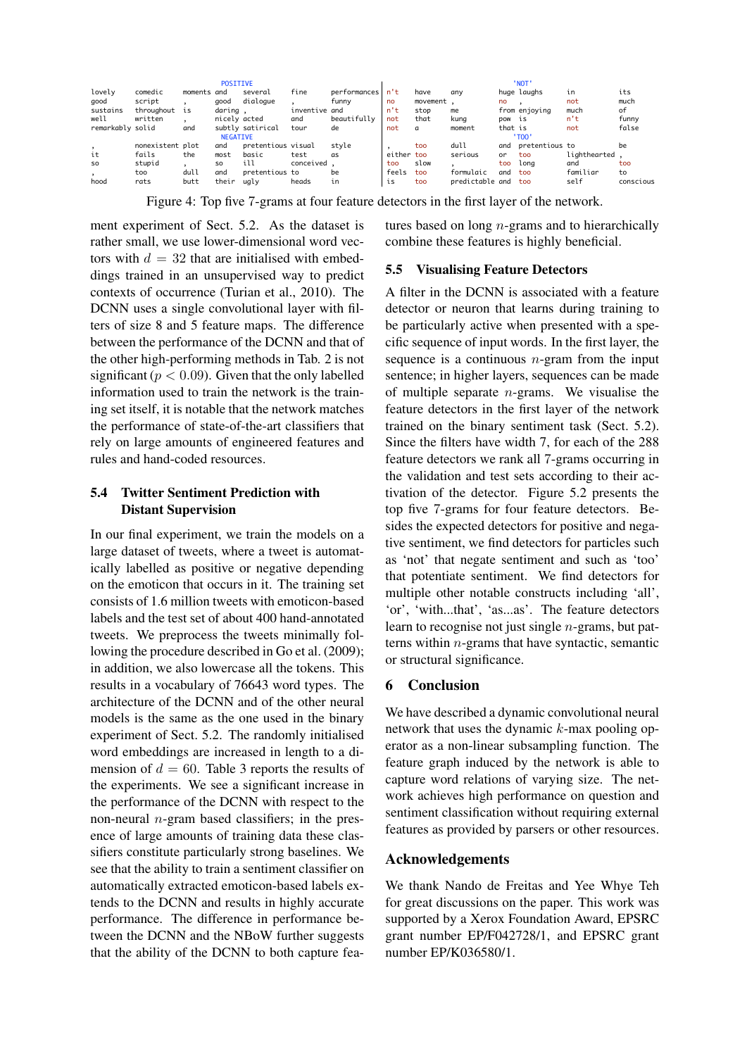| POSITIVE | | | | | | | 'NOT' | | | | | | |
|---|---|---|---|---|---|---|---|---|---|---|---|---|---|
| lovely | comedic | moments | and | several | fine | performances | n't | have | any | huge | laughs | in | its |
| good | script | , | good | dialogue | , | funny | no | movement | , | no | , | not | much |
| sustains | throughout | is | daring | , | inventive | and | n't | stop | me | from | enjoying | much | of |
| well | written | , | nicely | acted | and | beautifully | not | that | kung | pow | is | n't | funny |
| remarkably | solid | and | subtly | satirical | tour | de | not | a | moment | that | is | not | false |
| **NEGATIVE** | | | | | | | **'TOO'** | | | | | | |
| , | nonexistent | plot | and | pretentious | visual | style | , | too | dull | and | pretentious | to | be |
| it | fails | the | most | basic | test | as | either | too | serious | or | too | lighthearted | , |
| so | stupid | , | so | ill | conceived | , | too | slow | , | too | long | and | too |
| , | too | dull | and | pretentious | to | be | feels | too | formulaic | and | too | familiar | to |
| hood | rats | butt | their | ugly | heads | in | is | too | predictable | and | too | self | conscious |

Figure 4: Top five 7-grams at four feature detectors in the first layer of the network.

ment experiment of Sect. 5.2. As the dataset is rather small, we use lower-dimensional word vectors with $d = 32$ that are initialised with embeddings trained in an unsupervised way to predict contexts of occurrence (Turian et al., 2010). The DCNN uses a single convolutional layer with filters of size 8 and 5 feature maps. The difference between the performance of the DCNN and that of the other high-performing methods in Tab. 2 is not significant ($p < 0.09$). Given that the only labelled information used to train the network is the training set itself, it is notable that the network matches the performance of state-of-the-art classifiers that rely on large amounts of engineered features and rules and hand-coded resources.

### 5.4 Twitter Sentiment Prediction with Distant Supervision

In our final experiment, we train the models on a large dataset of tweets, where a tweet is automatically labelled as positive or negative depending on the emoticon that occurs in it. The training set consists of 1.6 million tweets with emoticon-based labels and the test set of about 400 hand-annotated tweets. We preprocess the tweets minimally following the procedure described in Go et al. (2009); in addition, we also lowercase all the tokens. This results in a vocabulary of 76643 word types. The architecture of the DCNN and of the other neural models is the same as the one used in the binary experiment of Sect. 5.2. The randomly initialised word embeddings are increased in length to a dimension of $d = 60$. Table 3 reports the results of the experiments. We see a significant increase in the performance of the DCNN with respect to the non-neural $n$-gram based classifiers; in the presence of large amounts of training data these classifiers constitute particularly strong baselines. We see that the ability to train a sentiment classifier on automatically extracted emoticon-based labels extends to the DCNN and results in highly accurate performance. The difference in performance between the DCNN and the NBoW further suggests that the ability of the DCNN to both capture features based on long $n$-grams and to hierarchically combine these features is highly beneficial.

### 5.5 Visualising Feature Detectors

A filter in the DCNN is associated with a feature detector or neuron that learns during training to be particularly active when presented with a specific sequence of input words. In the first layer, the sequence is a continuous $n$-gram from the input sentence; in higher layers, sequences can be made of multiple separate $n$-grams. We visualise the feature detectors in the first layer of the network trained on the binary sentiment task (Sect. 5.2). Since the filters have width 7, for each of the 288 feature detectors we rank all 7-grams occurring in the validation and test sets according to their activation of the detector. Figure 5.2 presents the top five 7-grams for four feature detectors. Besides the expected detectors for positive and negative sentiment, we find detectors for particles such as 'not' that negate sentiment and such as 'too' that potentiate sentiment. We find detectors for multiple other notable constructs including 'all', 'or', 'with...that', 'as...as'. The feature detectors learn to recognise not just single $n$-grams, but patterns within $n$-grams that have syntactic, semantic or structural significance.

## 6 Conclusion

We have described a dynamic convolutional neural network that uses the dynamic $k$-max pooling operator as a non-linear subsampling function. The feature graph induced by the network is able to capture word relations of varying size. The network achieves high performance on question and sentiment classification without requiring external features as provided by parsers or other resources.

## Acknowledgements

We thank Nando de Freitas and Yee Whye Teh for great discussions on the paper. This work was supported by a Xerox Foundation Award, EPSRC grant number EP/F042728/1, and EPSRC grant number EP/K036580/1.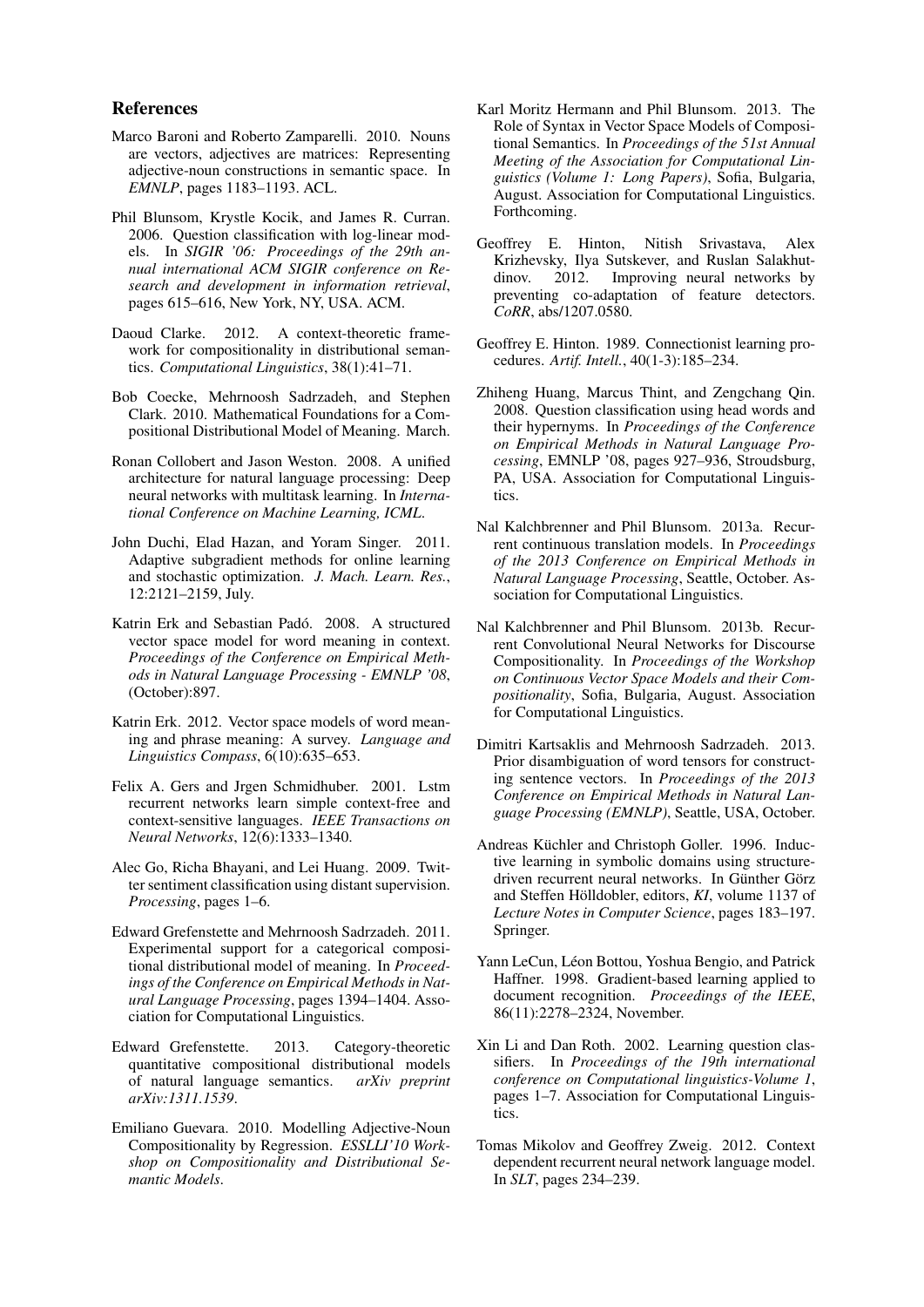## References

Marco Baroni and Roberto Zamparelli. 2010. Nouns are vectors, adjectives are matrices: Representing adjective-noun constructions in semantic space. In *EMNLP*, pages 1183–1193. ACL.

Phil Blunsom, Krystle Kocik, and James R. Curran. 2006. Question classification with log-linear models. In *SIGIR '06: Proceedings of the 29th annual international ACM SIGIR conference on Research and development in information retrieval*, pages 615–616, New York, NY, USA. ACM.

Daoud Clarke. 2012. A context-theoretic framework for compositionality in distributional semantics. *Computational Linguistics*, 38(1):41–71.

Bob Coecke, Mehrnoosh Sadrzadeh, and Stephen Clark. 2010. Mathematical Foundations for a Compositional Distributional Model of Meaning. March.

Ronan Collobert and Jason Weston. 2008. A unified architecture for natural language processing: Deep neural networks with multitask learning. In *International Conference on Machine Learning, ICML*.

John Duchi, Elad Hazan, and Yoram Singer. 2011. Adaptive subgradient methods for online learning and stochastic optimization. *J. Mach. Learn. Res.*, 12:2121–2159, July.

Katrin Erk and Sebastian Padó. 2008. A structured vector space model for word meaning in context. *Proceedings of the Conference on Empirical Methods in Natural Language Processing - EMNLP '08*, (October):897.

Katrin Erk. 2012. Vector space models of word meaning and phrase meaning: A survey. *Language and Linguistics Compass*, 6(10):635–653.

Felix A. Gers and Jrgen Schmidhuber. 2001. Lstm recurrent networks learn simple context-free and context-sensitive languages. *IEEE Transactions on Neural Networks*, 12(6):1333–1340.

Alec Go, Richa Bhayani, and Lei Huang. 2009. Twitter sentiment classification using distant supervision. *Processing*, pages 1–6.

Edward Grefenstette and Mehrnoosh Sadrzadeh. 2011. Experimental support for a categorical compositional distributional model of meaning. In *Proceedings of the Conference on Empirical Methods in Natural Language Processing*, pages 1394–1404. Association for Computational Linguistics.

Edward Grefenstette. 2013. Category-theoretic quantitative compositional distributional models of natural language semantics. *arXiv preprint arXiv:1311.1539*.

Emiliano Guevara. 2010. Modelling Adjective-Noun Compositionality by Regression. *ESSLLI'10 Workshop on Compositionality and Distributional Semantic Models*.

Karl Moritz Hermann and Phil Blunsom. 2013. The Role of Syntax in Vector Space Models of Compositional Semantics. In *Proceedings of the 51st Annual Meeting of the Association for Computational Linguistics (Volume 1: Long Papers)*, Sofia, Bulgaria, August. Association for Computational Linguistics. Forthcoming.

Geoffrey E. Hinton, Nitish Srivastava, Alex Krizhevsky, Ilya Sutskever, and Ruslan Salakhutdinov. 2012. Improving neural networks by preventing co-adaptation of feature detectors. *CoRR*, abs/1207.0580.

Geoffrey E. Hinton. 1989. Connectionist learning procedures. *Artif. Intell.*, 40(1-3):185–234.

Zhiheng Huang, Marcus Thint, and Zengchang Qin. 2008. Question classification using head words and their hypernyms. In *Proceedings of the Conference on Empirical Methods in Natural Language Processing*, EMNLP '08, pages 927–936, Stroudsburg, PA, USA. Association for Computational Linguistics.

Nal Kalchbrenner and Phil Blunsom. 2013a. Recurrent continuous translation models. In *Proceedings of the 2013 Conference on Empirical Methods in Natural Language Processing*, Seattle, October. Association for Computational Linguistics.

Nal Kalchbrenner and Phil Blunsom. 2013b. Recurrent Convolutional Neural Networks for Discourse Compositionality. In *Proceedings of the Workshop on Continuous Vector Space Models and their Compositionality*, Sofia, Bulgaria, August. Association for Computational Linguistics.

Dimitri Kartsaklis and Mehrnoosh Sadrzadeh. 2013. Prior disambiguation of word tensors for constructing sentence vectors. In *Proceedings of the 2013 Conference on Empirical Methods in Natural Language Processing (EMNLP)*, Seattle, USA, October.

Andreas Küchler and Christoph Goller. 1996. Inductive learning in symbolic domains using structure-driven recurrent neural networks. In Günther Görz and Steffen Hölldobler, editors, *KI*, volume 1137 of *Lecture Notes in Computer Science*, pages 183–197. Springer.

Yann LeCun, Léon Bottou, Yoshua Bengio, and Patrick Haffner. 1998. Gradient-based learning applied to document recognition. *Proceedings of the IEEE*, 86(11):2278–2324, November.

Xin Li and Dan Roth. 2002. Learning question classifiers. In *Proceedings of the 19th international conference on Computational linguistics-Volume 1*, pages 1–7. Association for Computational Linguistics.

Tomas Mikolov and Geoffrey Zweig. 2012. Context dependent recurrent neural network language model. In *SLT*, pages 234–239.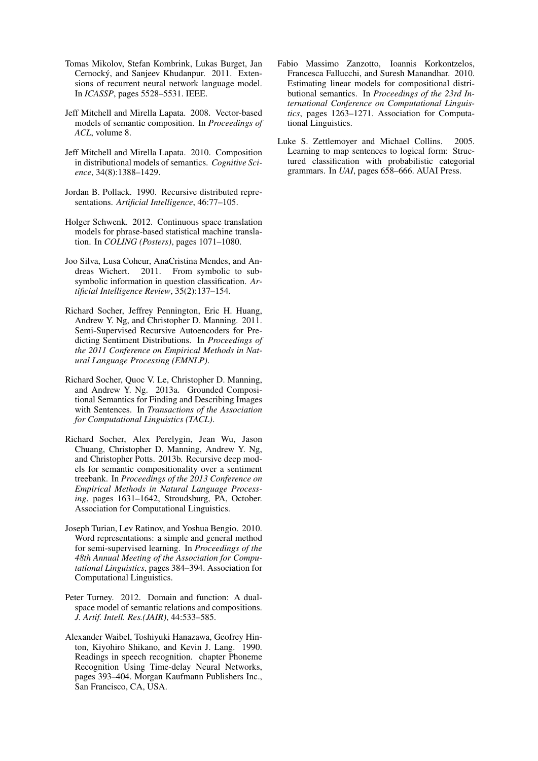Tomas Mikolov, Stefan Kombrink, Lukas Burget, Jan Cernocký, and Sanjeev Khudanpur. 2011. Extensions of recurrent neural network language model. In *ICASSP*, pages 5528–5531. IEEE.

Jeff Mitchell and Mirella Lapata. 2008. Vector-based models of semantic composition. In *Proceedings of ACL*, volume 8.

Jeff Mitchell and Mirella Lapata. 2010. Composition in distributional models of semantics. *Cognitive Science*, 34(8):1388–1429.

Jordan B. Pollack. 1990. Recursive distributed representations. *Artificial Intelligence*, 46:77–105.

Holger Schwenk. 2012. Continuous space translation models for phrase-based statistical machine translation. In *COLING (Posters)*, pages 1071–1080.

Joo Silva, Lusa Coheur, AnaCristina Mendes, and Andreas Wichert. 2011. From symbolic to subsymbolic information in question classification. *Artificial Intelligence Review*, 35(2):137–154.

Richard Socher, Jeffrey Pennington, Eric H. Huang, Andrew Y. Ng, and Christopher D. Manning. 2011. Semi-Supervised Recursive Autoencoders for Predicting Sentiment Distributions. In *Proceedings of the 2011 Conference on Empirical Methods in Natural Language Processing (EMNLP)*.

Richard Socher, Quoc V. Le, Christopher D. Manning, and Andrew Y. Ng. 2013a. Grounded Compositional Semantics for Finding and Describing Images with Sentences. In *Transactions of the Association for Computational Linguistics (TACL)*.

Richard Socher, Alex Perelygin, Jean Wu, Jason Chuang, Christopher D. Manning, Andrew Y. Ng, and Christopher Potts. 2013b. Recursive deep models for semantic compositionality over a sentiment treebank. In *Proceedings of the 2013 Conference on Empirical Methods in Natural Language Processing*, pages 1631–1642, Stroudsburg, PA, October. Association for Computational Linguistics.

Joseph Turian, Lev Ratinov, and Yoshua Bengio. 2010. Word representations: a simple and general method for semi-supervised learning. In *Proceedings of the 48th Annual Meeting of the Association for Computational Linguistics*, pages 384–394. Association for Computational Linguistics.

Peter Turney. 2012. Domain and function: A dual-space model of semantic relations and compositions. *J. Artif. Intell. Res.(JAIR)*, 44:533–585.

Alexander Waibel, Toshiyuki Hanazawa, Geofrey Hinton, Kiyohiro Shikano, and Kevin J. Lang. 1990. Readings in speech recognition. chapter Phoneme Recognition Using Time-delay Neural Networks, pages 393–404. Morgan Kaufmann Publishers Inc., San Francisco, CA, USA.

Fabio Massimo Zanzotto, Ioannis Korkontzelos, Francesca Fallucchi, and Suresh Manandhar. 2010. Estimating linear models for compositional distributional semantics. In *Proceedings of the 23rd International Conference on Computational Linguistics*, pages 1263–1271. Association for Computational Linguistics.

Luke S. Zettlemoyer and Michael Collins. 2005. Learning to map sentences to logical form: Structured classification with probabilistic categorial grammars. In *UAI*, pages 658–666. AUAI Press.